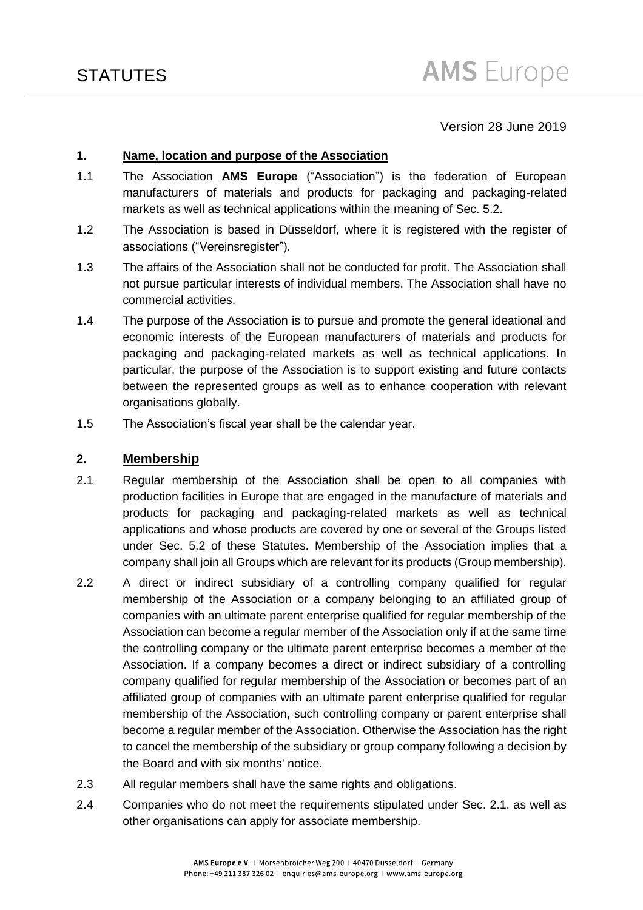# STATUTES

**AMS** Europe

Version 28 June 2019

## 1. Name, location and purpose of the Association

1.1 The Association **AMS Europe** ("Association") is the federation of European manufacturers of materials and products for packaging and packaging-related markets as well as technical applications within the meaning of Sec. 5.2.

1.2 The Association is based in Düsseldorf, where it is registered with the register of associations ("Vereinsregister").

1.3 The affairs of the Association shall not be conducted for profit. The Association shall not pursue particular interests of individual members. The Association shall have no commercial activities.

1.4 The purpose of the Association is to pursue and promote the general ideational and economic interests of the European manufacturers of materials and products for packaging and packaging-related markets as well as technical applications. In particular, the purpose of the Association is to support existing and future contacts between the represented groups as well as to enhance cooperation with relevant organisations globally.

1.5 The Association's fiscal year shall be the calendar year.

## 2. Membership

2.1 Regular membership of the Association shall be open to all companies with production facilities in Europe that are engaged in the manufacture of materials and products for packaging and packaging-related markets as well as technical applications and whose products are covered by one or several of the Groups listed under Sec. 5.2 of these Statutes. Membership of the Association implies that a company shall join all Groups which are relevant for its products (Group membership).

2.2 A direct or indirect subsidiary of a controlling company qualified for regular membership of the Association or a company belonging to an affiliated group of companies with an ultimate parent enterprise qualified for regular membership of the Association can become a regular member of the Association only if at the same time the controlling company or the ultimate parent enterprise becomes a member of the Association. If a company becomes a direct or indirect subsidiary of a controlling company qualified for regular membership of the Association or becomes part of an affiliated group of companies with an ultimate parent enterprise qualified for regular membership of the Association, such controlling company or parent enterprise shall become a regular member of the Association. Otherwise the Association has the right to cancel the membership of the subsidiary or group company following a decision by the Board and with six months' notice.

2.3 All regular members shall have the same rights and obligations.

2.4 Companies who do not meet the requirements stipulated under Sec. 2.1. as well as other organisations can apply for associate membership.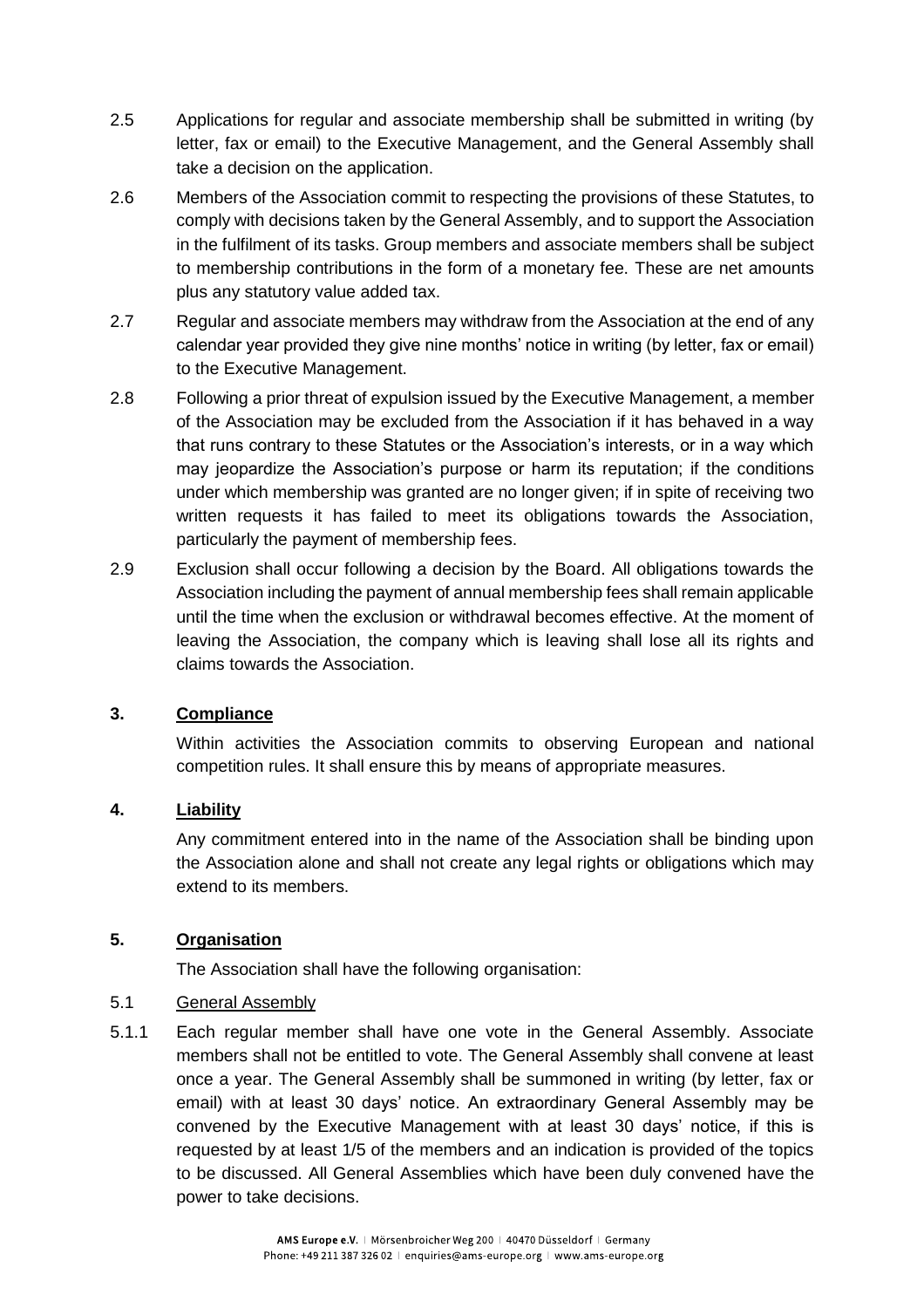2.5 Applications for regular and associate membership shall be submitted in writing (by letter, fax or email) to the Executive Management, and the General Assembly shall take a decision on the application.

2.6 Members of the Association commit to respecting the provisions of these Statutes, to comply with decisions taken by the General Assembly, and to support the Association in the fulfilment of its tasks. Group members and associate members shall be subject to membership contributions in the form of a monetary fee. These are net amounts plus any statutory value added tax.

2.7 Regular and associate members may withdraw from the Association at the end of any calendar year provided they give nine months' notice in writing (by letter, fax or email) to the Executive Management.

2.8 Following a prior threat of expulsion issued by the Executive Management, a member of the Association may be excluded from the Association if it has behaved in a way that runs contrary to these Statutes or the Association's interests, or in a way which may jeopardize the Association's purpose or harm its reputation; if the conditions under which membership was granted are no longer given; if in spite of receiving two written requests it has failed to meet its obligations towards the Association, particularly the payment of membership fees.

2.9 Exclusion shall occur following a decision by the Board. All obligations towards the Association including the payment of annual membership fees shall remain applicable until the time when the exclusion or withdrawal becomes effective. At the moment of leaving the Association, the company which is leaving shall lose all its rights and claims towards the Association.

## 3. Compliance

Within activities the Association commits to observing European and national competition rules. It shall ensure this by means of appropriate measures.

## 4. Liability

Any commitment entered into in the name of the Association shall be binding upon the Association alone and shall not create any legal rights or obligations which may extend to its members.

## 5. Organisation

The Association shall have the following organisation:

### 5.1 General Assembly

5.1.1 Each regular member shall have one vote in the General Assembly. Associate members shall not be entitled to vote. The General Assembly shall convene at least once a year. The General Assembly shall be summoned in writing (by letter, fax or email) with at least 30 days' notice. An extraordinary General Assembly may be convened by the Executive Management with at least 30 days' notice, if this is requested by at least 1/5 of the members and an indication is provided of the topics to be discussed. All General Assemblies which have been duly convened have the power to take decisions.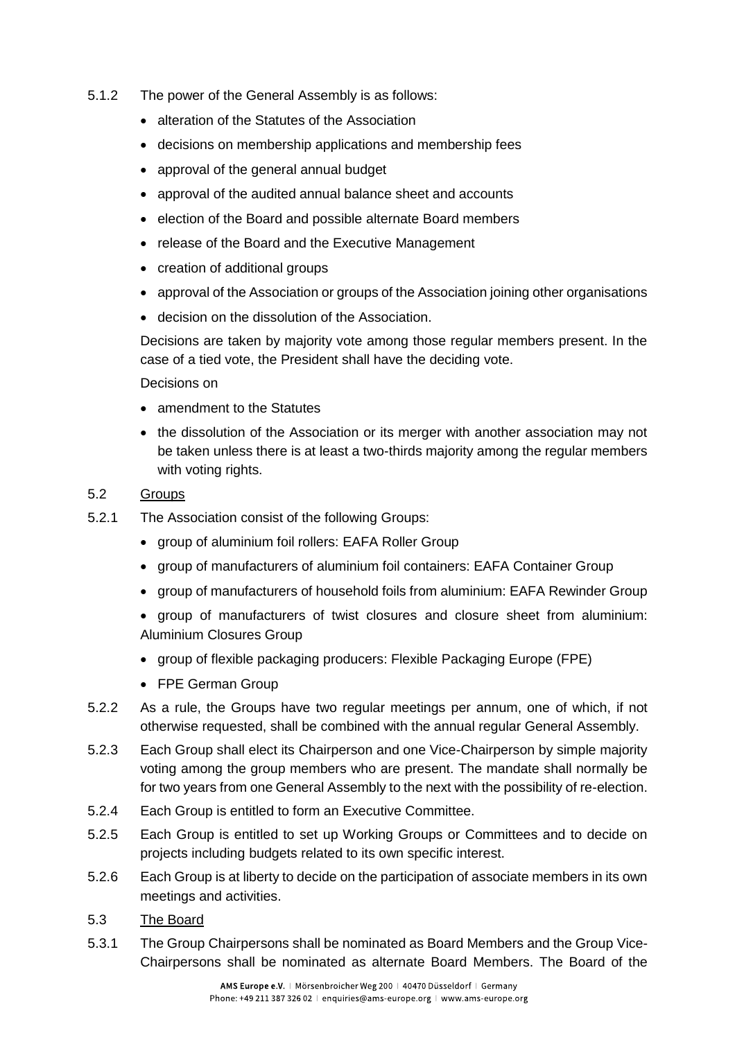5.1.2 The power of the General Assembly is as follows:

- alteration of the Statutes of the Association
- decisions on membership applications and membership fees
- approval of the general annual budget
- approval of the audited annual balance sheet and accounts
- election of the Board and possible alternate Board members
- release of the Board and the Executive Management
- creation of additional groups
- approval of the Association or groups of the Association joining other organisations
- decision on the dissolution of the Association.

Decisions are taken by majority vote among those regular members present. In the case of a tied vote, the President shall have the deciding vote.

Decisions on

- amendment to the Statutes
- the dissolution of the Association or its merger with another association may not be taken unless there is at least a two-thirds majority among the regular members with voting rights.

5.2 Groups

5.2.1 The Association consist of the following Groups:

- group of aluminium foil rollers: EAFA Roller Group
- group of manufacturers of aluminium foil containers: EAFA Container Group
- group of manufacturers of household foils from aluminium: EAFA Rewinder Group
- group of manufacturers of twist closures and closure sheet from aluminium: Aluminium Closures Group
- group of flexible packaging producers: Flexible Packaging Europe (FPE)
- FPE German Group

5.2.2 As a rule, the Groups have two regular meetings per annum, one of which, if not otherwise requested, shall be combined with the annual regular General Assembly.

5.2.3 Each Group shall elect its Chairperson and one Vice-Chairperson by simple majority voting among the group members who are present. The mandate shall normally be for two years from one General Assembly to the next with the possibility of re-election.

5.2.4 Each Group is entitled to form an Executive Committee.

5.2.5 Each Group is entitled to set up Working Groups or Committees and to decide on projects including budgets related to its own specific interest.

5.2.6 Each Group is at liberty to decide on the participation of associate members in its own meetings and activities.

5.3 The Board

5.3.1 The Group Chairpersons shall be nominated as Board Members and the Group Vice-Chairpersons shall be nominated as alternate Board Members. The Board of the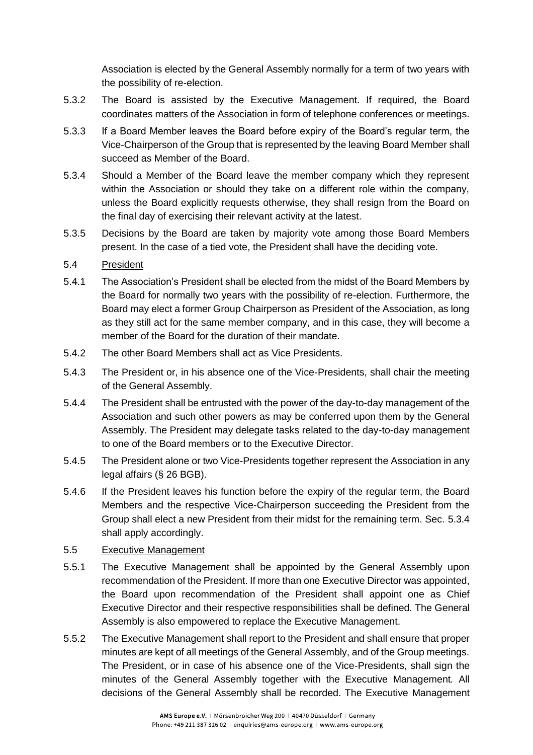Association is elected by the General Assembly normally for a term of two years with the possibility of re-election.

5.3.2 The Board is assisted by the Executive Management. If required, the Board coordinates matters of the Association in form of telephone conferences or meetings.

5.3.3 If a Board Member leaves the Board before expiry of the Board's regular term, the Vice-Chairperson of the Group that is represented by the leaving Board Member shall succeed as Member of the Board.

5.3.4 Should a Member of the Board leave the member company which they represent within the Association or should they take on a different role within the company, unless the Board explicitly requests otherwise, they shall resign from the Board on the final day of exercising their relevant activity at the latest.

5.3.5 Decisions by the Board are taken by majority vote among those Board Members present. In the case of a tied vote, the President shall have the deciding vote.

5.4 President

5.4.1 The Association's President shall be elected from the midst of the Board Members by the Board for normally two years with the possibility of re-election. Furthermore, the Board may elect a former Group Chairperson as President of the Association, as long as they still act for the same member company, and in this case, they will become a member of the Board for the duration of their mandate.

5.4.2 The other Board Members shall act as Vice Presidents.

5.4.3 The President or, in his absence one of the Vice-Presidents, shall chair the meeting of the General Assembly.

5.4.4 The President shall be entrusted with the power of the day-to-day management of the Association and such other powers as may be conferred upon them by the General Assembly. The President may delegate tasks related to the day-to-day management to one of the Board members or to the Executive Director.

5.4.5 The President alone or two Vice-Presidents together represent the Association in any legal affairs (§ 26 BGB).

5.4.6 If the President leaves his function before the expiry of the regular term, the Board Members and the respective Vice-Chairperson succeeding the President from the Group shall elect a new President from their midst for the remaining term. Sec. 5.3.4 shall apply accordingly.

5.5 Executive Management

5.5.1 The Executive Management shall be appointed by the General Assembly upon recommendation of the President. If more than one Executive Director was appointed, the Board upon recommendation of the President shall appoint one as Chief Executive Director and their respective responsibilities shall be defined. The General Assembly is also empowered to replace the Executive Management.

5.5.2 The Executive Management shall report to the President and shall ensure that proper minutes are kept of all meetings of the General Assembly, and of the Group meetings. The President, or in case of his absence one of the Vice-Presidents, shall sign the minutes of the General Assembly together with the Executive Management. All decisions of the General Assembly shall be recorded. The Executive Management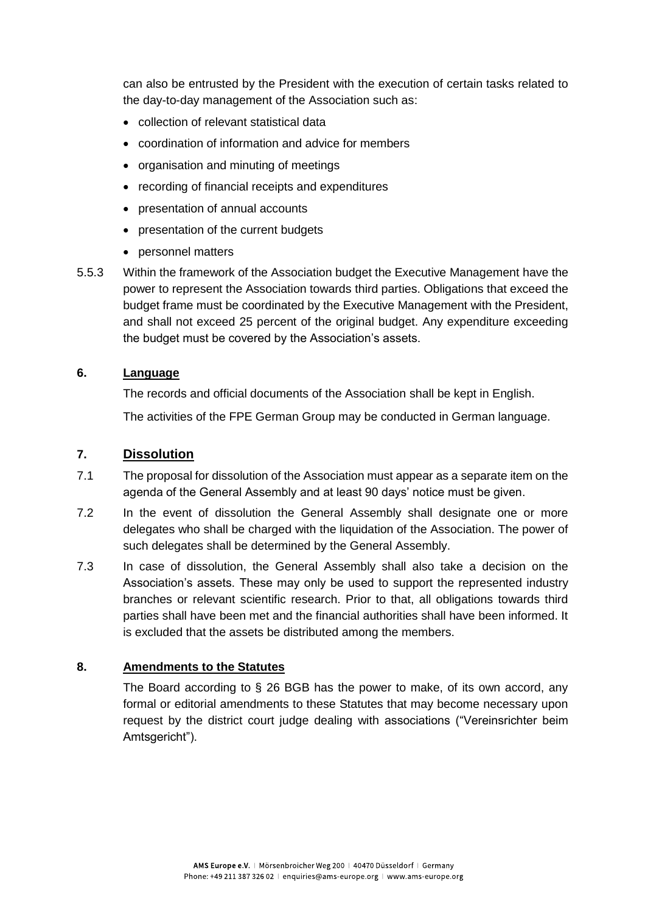can also be entrusted by the President with the execution of certain tasks related to the day-to-day management of the Association such as:

- collection of relevant statistical data
- coordination of information and advice for members
- organisation and minuting of meetings
- recording of financial receipts and expenditures
- presentation of annual accounts
- presentation of the current budgets
- personnel matters

5.5.3 Within the framework of the Association budget the Executive Management have the power to represent the Association towards third parties. Obligations that exceed the budget frame must be coordinated by the Executive Management with the President, and shall not exceed 25 percent of the original budget. Any expenditure exceeding the budget must be covered by the Association's assets.

## 6. Language

The records and official documents of the Association shall be kept in English.

The activities of the FPE German Group may be conducted in German language.

## 7. Dissolution

7.1 The proposal for dissolution of the Association must appear as a separate item on the agenda of the General Assembly and at least 90 days' notice must be given.

7.2 In the event of dissolution the General Assembly shall designate one or more delegates who shall be charged with the liquidation of the Association. The power of such delegates shall be determined by the General Assembly.

7.3 In case of dissolution, the General Assembly shall also take a decision on the Association's assets. These may only be used to support the represented industry branches or relevant scientific research. Prior to that, all obligations towards third parties shall have been met and the financial authorities shall have been informed. It is excluded that the assets be distributed among the members.

## 8. Amendments to the Statutes

The Board according to § 26 BGB has the power to make, of its own accord, any formal or editorial amendments to these Statutes that may become necessary upon request by the district court judge dealing with associations ("Vereinsrichter beim Amtsgericht").